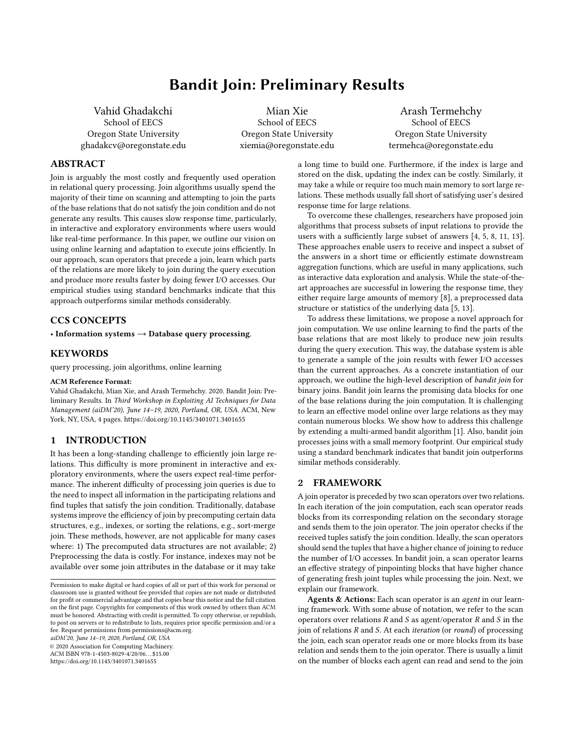# Bandit Join: Preliminary Results

Vahid Ghadakchi
School of EECS
Oregon State University
ghadakcv@oregonstate.edu

Mian Xie
School of EECS
Oregon State University
xiemia@oregonstate.edu

Arash Termehchy
School of EECS
Oregon State University
termehca@oregonstate.edu

## ABSTRACT

Join is arguably the most costly and frequently used operation in relational query processing. Join algorithms usually spend the majority of their time on scanning and attempting to join the parts of the base relations that do not satisfy the join condition and do not generate any results. This causes slow response time, particularly, in interactive and exploratory environments where users would like real-time performance. In this paper, we outline our vision on using online learning and adaptation to execute joins efficiently. In our approach, scan operators that precede a join, learn which parts of the relations are more likely to join during the query execution and produce more results faster by doing fewer I/O accesses. Our empirical studies using standard benchmarks indicate that this approach outperforms similar methods considerably.

## CCS CONCEPTS

• **Information systems → Database query processing**.

## KEYWORDS

query processing, join algorithms, online learning

**ACM Reference Format:**
Vahid Ghadakchi, Mian Xie, and Arash Termehchy. 2020. Bandit Join: Preliminary Results. In *Third Workshop in Exploiting AI Techniques for Data Management (aiDM'20), June 14–19, 2020, Portland, OR, USA.* ACM, New York, NY, USA, 4 pages. https://doi.org/10.1145/3401071.3401655

## 1 INTRODUCTION

It has been a long-standing challenge to efficiently join large relations. This difficulty is more prominent in interactive and exploratory environments, where the users expect real-time performance. The inherent difficulty of processing join queries is due to the need to inspect all information in the participating relations and find tuples that satisfy the join condition. Traditionally, database systems improve the efficiency of join by precomputing certain data structures, e.g., indexes, or sorting the relations, e.g., sort-merge join. These methods, however, are not applicable for many cases where: 1) The precomputed data structures are not available; 2) Preprocessing the data is costly. For instance, indexes may not be available over some join attributes in the database or it may take a long time to build one. Furthermore, if the index is large and stored on the disk, updating the index can be costly. Similarly, it may take a while or require too much main memory to sort large relations. These methods usually fall short of satisfying user's desired response time for large relations.

To overcome these challenges, researchers have proposed join algorithms that process subsets of input relations to provide the users with a sufficiently large subset of answers [4, 5, 8, 11, 13]. These approaches enable users to receive and inspect a subset of the answers in a short time or efficiently estimate downstream aggregation functions, which are useful in many applications, such as interactive data exploration and analysis. While the state-of-the-art approaches are successful in lowering the response time, they either require large amounts of memory [8], a preprocessed data structure or statistics of the underlying data [5, 13].

To address these limitations, we propose a novel approach for join computation. We use online learning to find the parts of the base relations that are most likely to produce new join results during the query execution. This way, the database system is able to generate a sample of the join results with fewer I/O accesses than the current approaches. As a concrete instantiation of our approach, we outline the high-level description of *bandit join* for binary joins. Bandit join learns the promising data blocks for one of the base relations during the join computation. It is challenging to learn an effective model online over large relations as they may contain numerous blocks. We show how to address this challenge by extending a multi-armed bandit algorithm [1]. Also, bandit join processes joins with a small memory footprint. Our empirical study using a standard benchmark indicates that bandit join outperforms similar methods considerably.

## 2 FRAMEWORK

A join operator is preceded by two scan operators over two relations. In each iteration of the join computation, each scan operator reads blocks from its corresponding relation on the secondary storage and sends them to the join operator. The join operator checks if the received tuples satisfy the join condition. Ideally, the scan operators should send the tuples that have a higher chance of joining to reduce the number of I/O accesses. In bandit join, a scan operator learns an effective strategy of pinpointing blocks that have higher chance of generating fresh joint tuples while processing the join. Next, we explain our framework.

**Agents & Actions:** Each scan operator is an *agent* in our learning framework. With some abuse of notation, we refer to the scan operators over relations $R$ and $S$ as agent/operator $R$ and $S$ in the join of relations $R$ and $S$. At each *iteration* (or *round*) of processing the join, each scan operator reads one or more blocks from its base relation and sends them to the join operator. There is usually a limit on the number of blocks each agent can read and send to the join

Permission to make digital or hard copies of all or part of this work for personal or classroom use is granted without fee provided that copies are not made or distributed for profit or commercial advantage and that copies bear this notice and the full citation on the first page. Copyrights for components of this work owned by others than ACM must be honored. Abstracting with credit is permitted. To copy otherwise, or republish, to post on servers or to redistribute to lists, requires prior specific permission and/or a fee. Request permissions from permissions@acm.org.
*aiDM'20, June 14–19, 2020, Portland, OR, USA*
© 2020 Association for Computing Machinery.
ACM ISBN 978-1-4503-8029-4/20/06…$15.00
https://doi.org/10.1145/3401071.3401655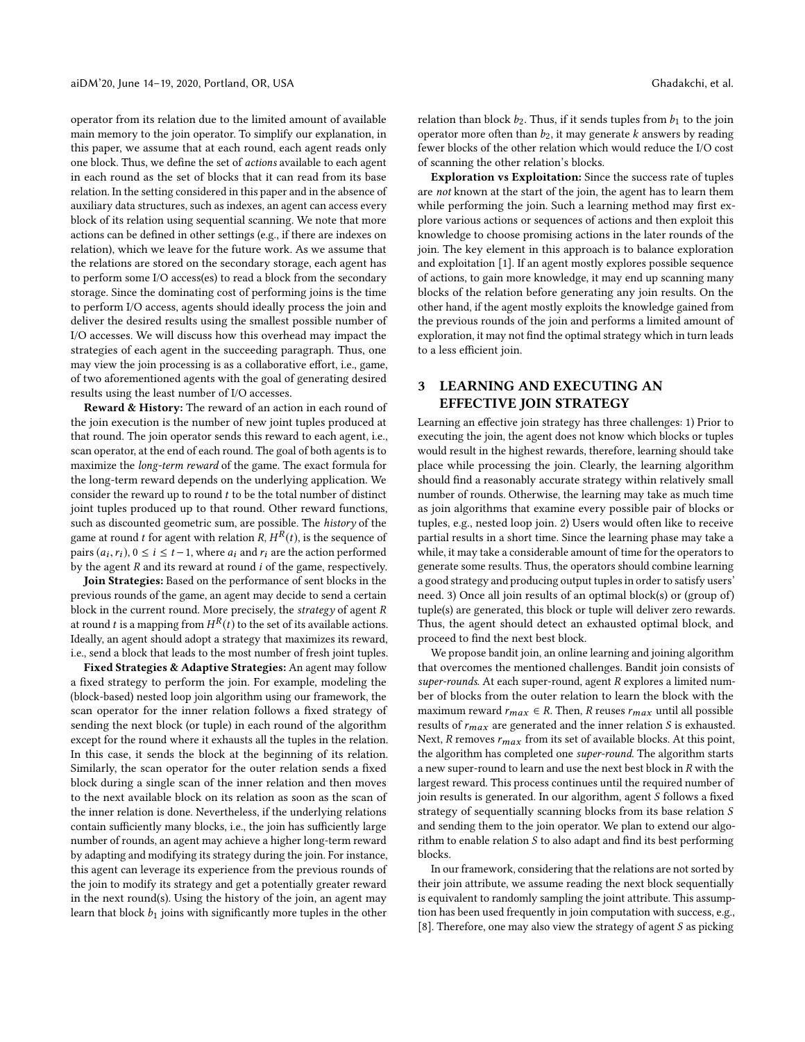operator from its relation due to the limited amount of available main memory to the join operator. To simplify our explanation, in this paper, we assume that at each round, each agent reads only one block. Thus, we define the set of *actions* available to each agent in each round as the set of blocks that it can read from its base relation. In the setting considered in this paper and in the absence of auxiliary data structures, such as indexes, an agent can access every block of its relation using sequential scanning. We note that more actions can be defined in other settings (e.g., if there are indexes on relation), which we leave for the future work. As we assume that the relations are stored on the secondary storage, each agent has to perform some I/O access(es) to read a block from the secondary storage. Since the dominating cost of performing joins is the time to perform I/O access, agents should ideally process the join and deliver the desired results using the smallest possible number of I/O accesses. We will discuss how this overhead may impact the strategies of each agent in the succeeding paragraph. Thus, one may view the join processing is as a collaborative effort, i.e., game, of two aforementioned agents with the goal of generating desired results using the least number of I/O accesses.

**Reward & History:** The reward of an action in each round of the join execution is the number of new joint tuples produced at that round. The join operator sends this reward to each agent, i.e., scan operator, at the end of each round. The goal of both agents is to maximize the *long-term reward* of the game. The exact formula for the long-term reward depends on the underlying application. We consider the reward up to round $t$ to be the total number of distinct joint tuples produced up to that round. Other reward functions, such as discounted geometric sum, are possible. The *history* of the game at round $t$ for agent with relation $R$, $H^R(t)$, is the sequence of pairs $(a_i, r_i)$, $0 \leq i \leq t-1$, where $a_i$ and $r_i$ are the action performed by the agent $R$ and its reward at round $i$ of the game, respectively.

**Join Strategies:** Based on the performance of sent blocks in the previous rounds of the game, an agent may decide to send a certain block in the current round. More precisely, the *strategy* of agent $R$ at round $t$ is a mapping from $H^R(t)$ to the set of its available actions. Ideally, an agent should adopt a strategy that maximizes its reward, i.e., send a block that leads to the most number of fresh joint tuples.

**Fixed Strategies & Adaptive Strategies:** An agent may follow a fixed strategy to perform the join. For example, modeling the (block-based) nested loop join algorithm using our framework, the scan operator for the inner relation follows a fixed strategy of sending the next block (or tuple) in each round of the algorithm except for the round where it exhausts all the tuples in the relation. In this case, it sends the block at the beginning of its relation. Similarly, the scan operator for the outer relation sends a fixed block during a single scan of the inner relation and then moves to the next available block on its relation as soon as the scan of the inner relation is done. Nevertheless, if the underlying relations contain sufficiently many blocks, i.e., the join has sufficiently large number of rounds, an agent may achieve a higher long-term reward by adapting and modifying its strategy during the join. For instance, this agent can leverage its experience from the previous rounds of the join to modify its strategy and get a potentially greater reward in the next round(s). Using the history of the join, an agent may learn that block $b_1$ joins with significantly more tuples in the other relation than block $b_2$. Thus, if it sends tuples from $b_1$ to the join operator more often than $b_2$, it may generate $k$ answers by reading fewer blocks of the other relation which would reduce the I/O cost of scanning the other relation's blocks.

**Exploration vs Exploitation:** Since the success rate of tuples are *not* known at the start of the join, the agent has to learn them while performing the join. Such a learning method may first explore various actions or sequences of actions and then exploit this knowledge to choose promising actions in the later rounds of the join. The key element in this approach is to balance exploration and exploitation [1]. If an agent mostly explores possible sequence of actions, to gain more knowledge, it may end up scanning many blocks of the relation before generating any join results. On the other hand, if the agent mostly exploits the knowledge gained from the previous rounds of the join and performs a limited amount of exploration, it may not find the optimal strategy which in turn leads to a less efficient join.

## 3 LEARNING AND EXECUTING AN EFFECTIVE JOIN STRATEGY

Learning an effective join strategy has three challenges: 1) Prior to executing the join, the agent does not know which blocks or tuples would result in the highest rewards, therefore, learning should take place while processing the join. Clearly, the learning algorithm should find a reasonably accurate strategy within relatively small number of rounds. Otherwise, the learning may take as much time as join algorithms that examine every possible pair of blocks or tuples, e.g., nested loop join. 2) Users would often like to receive partial results in a short time. Since the learning phase may take a while, it may take a considerable amount of time for the operators to generate some results. Thus, the operators should combine learning a good strategy and producing output tuples in order to satisfy users' need. 3) Once all join results of an optimal block(s) or (group of) tuple(s) are generated, this block or tuple will deliver zero rewards. Thus, the agent should detect an exhausted optimal block, and proceed to find the next best block.

We propose bandit join, an online learning and joining algorithm that overcomes the mentioned challenges. Bandit join consists of *super-rounds*. At each super-round, agent $R$ explores a limited number of blocks from the outer relation to learn the block with the maximum reward $r_{max} \in R$. Then, $R$ reuses $r_{max}$ until all possible results of $r_{max}$ are generated and the inner relation $S$ is exhausted. Next, $R$ removes $r_{max}$ from its set of available blocks. At this point, the algorithm has completed one *super-round*. The algorithm starts a new super-round to learn and use the next best block in $R$ with the largest reward. This process continues until the required number of join results is generated. In our algorithm, agent $S$ follows a fixed strategy of sequentially scanning blocks from its base relation $S$ and sending them to the join operator. We plan to extend our algorithm to enable relation $S$ to also adapt and find its best performing blocks.

In our framework, considering that the relations are not sorted by their join attribute, we assume reading the next block sequentially is equivalent to randomly sampling the joint attribute. This assumption has been used frequently in join computation with success, e.g., [8]. Therefore, one may also view the strategy of agent $S$ as picking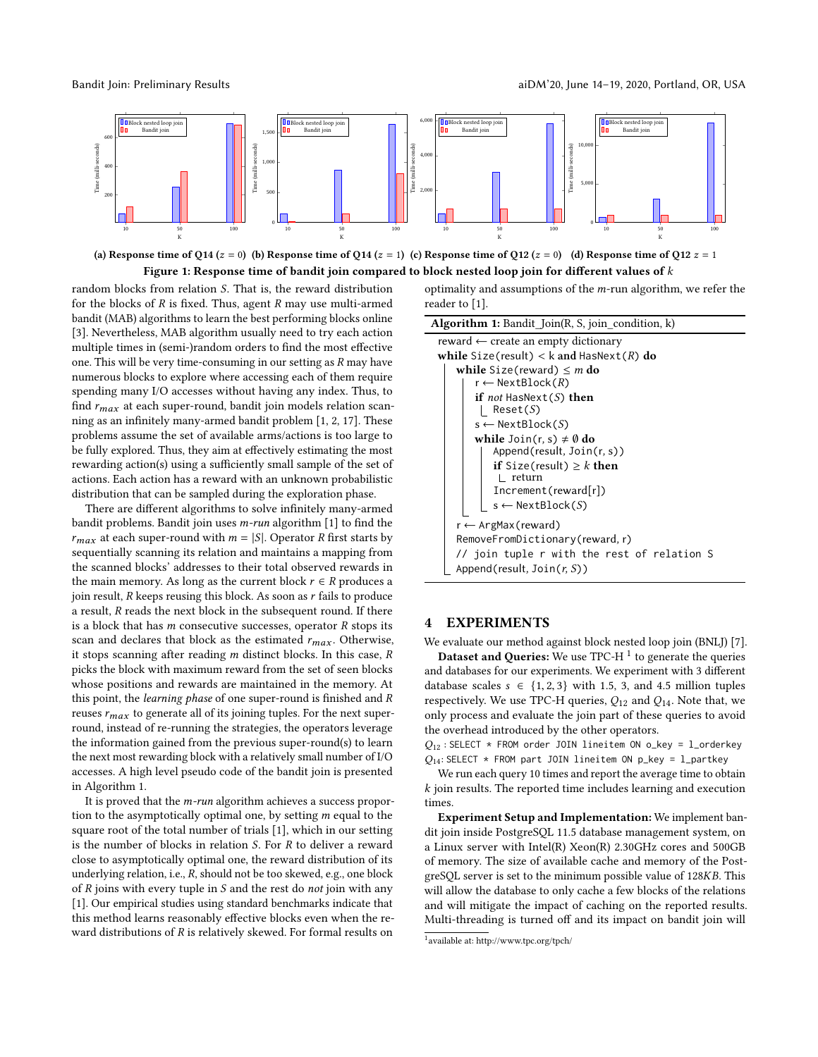(a) Response time of Q14 ($z = 0$) (b) Response time of Q14 ($z = 1$) (c) Response time of Q12 ($z = 0$) (d) Response time of Q12 $z = 1$

**Figure 1: Response time of bandit join compared to block nested loop join for different values of $k$**

random blocks from relation $S$. That is, the reward distribution for the blocks of $R$ is fixed. Thus, agent $R$ may use multi-armed bandit (MAB) algorithms to learn the best performing blocks online [3]. Nevertheless, MAB algorithm usually need to try each action multiple times in (semi-)random orders to find the most effective one. This will be very time-consuming in our setting as $R$ may have numerous blocks to explore where accessing each of them require spending many I/O accesses without having any index. Thus, to find $r_{max}$ at each super-round, bandit join models relation scanning as an infinitely many-armed bandit problem [1, 2, 17]. These problems assume the set of available arms/actions is too large to be fully explored. Thus, they aim at effectively estimating the most rewarding action(s) using a sufficiently small sample of the set of actions. Each action has a reward with an unknown probabilistic distribution that can be sampled during the exploration phase.

There are different algorithms to solve infinitely many-armed bandit problems. Bandit join uses *m-run* algorithm [1] to find the $r_{max}$ at each super-round with $m = |S|$. Operator $R$ first starts by sequentially scanning its relation and maintains a mapping from the scanned blocks' addresses to their total observed rewards in the main memory. As long as the current block $r \in R$ produces a join result, $R$ keeps reusing this block. As soon as $r$ fails to produce a result, $R$ reads the next block in the subsequent round. If there is a block that has $m$ consecutive successes, operator $R$ stops its scan and declares that block as the estimated $r_{max}$. Otherwise, it stops scanning after reading $m$ distinct blocks. In this case, $R$ picks the block with maximum reward from the set of seen blocks whose positions and rewards are maintained in the memory. At this point, the *learning phase* of one super-round is finished and $R$ reuses $r_{max}$ to generate all of its joining tuples. For the next super-round, instead of re-running the strategies, the operators leverage the information gained from the previous super-round(s) to learn the next most rewarding block with a relatively small number of I/O accesses. A high level pseudo code of the bandit join is presented in Algorithm 1.

It is proved that the *m-run* algorithm achieves a success proportion to the asymptotically optimal one, by setting $m$ equal to the square root of the total number of trials [1], which in our setting is the number of blocks in relation $S$. For $R$ to deliver a reward close to asymptotically optimal one, the reward distribution of its underlying relation, i.e., $R$, should not be too skewed, e.g., one block of $R$ joins with every tuple in $S$ and the rest do *not* join with any [1]. Our empirical studies using standard benchmarks indicate that this method learns reasonably effective blocks even when the reward distributions of $R$ is relatively skewed. For formal results on optimality and assumptions of the $m$-run algorithm, we refer the reader to [1].

**Algorithm 1:** Bandit_Join(R, S, join_condition, k)

```
reward ← create an empty dictionary
while Size(result) < k and HasNext(R) do
    while Size(reward) ≤ m do
        r ← NextBlock(R)
        if not HasNext(S) then
            Reset(S)
        s ← NextBlock(S)
        while Join(r, s) ≠ ∅ do
            Append(result, Join(r, s))
            if Size(result) ≥ k then
                return
            Increment(reward[r])
            s ← NextBlock(S)
    r ← ArgMax(reward)
    RemoveFromDictionary(reward, r)
    // join tuple r with the rest of relation S
    Append(result, Join(r, S))
```

## 4 EXPERIMENTS

We evaluate our method against block nested loop join (BNLJ) [7].

**Dataset and Queries:** We use TPC-H [1] to generate the queries and databases for our experiments. We experiment with 3 different database scales $s \in \{1, 2, 3\}$ with 1.5, 3, and 4.5 million tuples respectively. We use TPC-H queries, $Q_{12}$ and $Q_{14}$. Note that, we only process and evaluate the join part of these queries to avoid the overhead introduced by the other operators.

$Q_{12}$ : SELECT * FROM order JOIN lineitem ON o_key = l_orderkey
$Q_{14}$: SELECT * FROM part JOIN lineitem ON p_key = l_partkey

We run each query 10 times and report the average time to obtain $k$ join results. The reported time includes learning and execution times.

**Experiment Setup and Implementation:** We implement bandit join inside PostgreSQL 11.5 database management system, on a Linux server with Intel(R) Xeon(R) 2.30GHz cores and 500GB of memory. The size of available cache and memory of the PostgreSQL server is set to the minimum possible value of 128$KB$. This will allow the database to only cache a few blocks of the relations and will mitigate the impact of caching on the reported results. Multi-threading is turned off and its impact on bandit join will

[1] available at: http://www.tpc.org/tpch/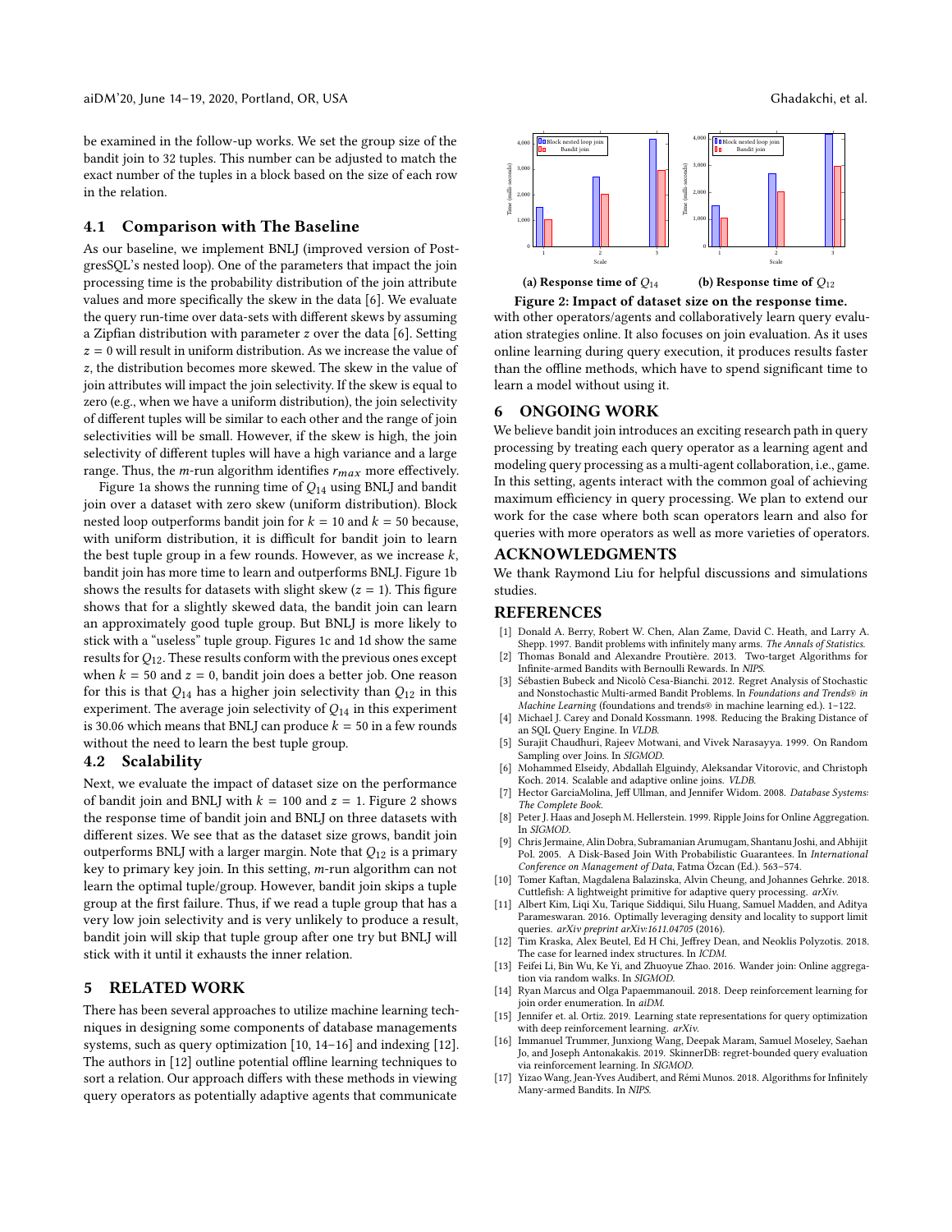be examined in the follow-up works. We set the group size of the bandit join to 32 tuples. This number can be adjusted to match the exact number of the tuples in a block based on the size of each row in the relation.

## 4.1 Comparison with The Baseline

As our baseline, we implement BNLJ (improved version of PostgreSQL's nested loop). One of the parameters that impact the join processing time is the probability distribution of the join attribute values and more specifically the skew in the data [6]. We evaluate the query run-time over data-sets with different skews by assuming a Zipfian distribution with parameter $z$ over the data [6]. Setting $z = 0$ will result in uniform distribution. As we increase the value of $z$, the distribution becomes more skewed. The skew in the value of join attributes will impact the join selectivity. If the skew is equal to zero (e.g., when we have a uniform distribution), the join selectivity of different tuples will be similar to each other and the range of join selectivities will be small. However, if the skew is high, the join selectivity of different tuples will have a high variance and a large range. Thus, the $m$-run algorithm identifies $r_{max}$ more effectively.

Figure 1a shows the running time of $Q_{14}$ using BNLJ and bandit join over a dataset with zero skew (uniform distribution). Block nested loop outperforms bandit join for $k = 10$ and $k = 50$ because, with uniform distribution, it is difficult for bandit join to learn the best tuple group in a few rounds. However, as we increase $k$, bandit join has more time to learn and outperforms BNLJ. Figure 1b shows the results for datasets with slight skew ($z = 1$). This figure shows that for a slightly skewed data, the bandit join can learn an approximately good tuple group. But BNLJ is more likely to stick with a "useless" tuple group. Figures 1c and 1d show the same results for $Q_{12}$. These results conform with the previous ones except when $k = 50$ and $z = 0$, bandit join does a better job. One reason for this is that $Q_{14}$ has a higher join selectivity than $Q_{12}$ in this experiment. The average join selectivity of $Q_{14}$ in this experiment is 30.06 which means that BNLJ can produce $k = 50$ in a few rounds without the need to learn the best tuple group.

## 4.2 Scalability

Next, we evaluate the impact of dataset size on the performance of bandit join and BNLJ with $k = 100$ and $z = 1$. Figure 2 shows the response time of bandit join and BNLJ on three datasets with different sizes. We see that as the dataset size grows, bandit join outperforms BNLJ with a larger margin. Note that $Q_{12}$ is a primary key to primary key join. In this setting, $m$-run algorithm can not learn the optimal tuple/group. However, bandit join skips a tuple group at the first failure. Thus, if we read a tuple group that has a very low join selectivity and is very unlikely to produce a result, bandit join will skip that tuple group after one try but BNLJ will stick with it until it exhausts the inner relation.

Block nested loop join
Bandit join
Time (milli-seconds)
4,000
3,000
2,000
1,000
0
1
2
3
Scale

(a) Response time of $Q_{14}$

Block nested loop join
Bandit join
Time (milli-seconds)
4,000
3,000
2,000
1,000
0
1
2
3
Scale

(b) Response time of $Q_{12}$

**Figure 2: Impact of dataset size on the response time.**

# 5 RELATED WORK

There has been several approaches to utilize machine learning techniques in designing some components of database managements systems, such as query optimization [10, 14–16] and indexing [12]. The authors in [12] outline potential offline learning techniques to sort a relation. Our approach differs with these methods in viewing query operators as potentially adaptive agents that communicate with other operators/agents and collaboratively learn query evaluation strategies online. It also focuses on join evaluation. As it uses online learning during query execution, it produces results faster than the offline methods, which have to spend significant time to learn a model without using it.

# 6 ONGOING WORK

We believe bandit join introduces an exciting research path in query processing by treating each query operator as a learning agent and modeling query processing as a multi-agent collaboration, i.e., game. In this setting, agents interact with the common goal of achieving maximum efficiency in query processing. We plan to extend our work for the case where both scan operators learn and also for settings with more operators as well as more varieties of operators.

# ACKNOWLEDGMENTS

We thank Raymond Liu for helpful discussions and simulations studies.

# REFERENCES

[1] Donald A. Berry, Robert W. Chen, Alan Zame, David C. Heath, and Larry A. Shepp. 1997. Bandit problems with infinitely many arms. *The Annals of Statistics*.

[2] Thomas Bonald and Alexandre Proutière. 2013. Two-target Algorithms for Infinite-armed Bandits with Bernoulli Rewards. In *NIPS*.

[3] Sébastien Bubeck and Nicolò Cesa-Bianchi. 2012. Regret Analysis of Stochastic and Nonstochastic Multi-armed Bandit Problems. In *Foundations and Trends® in Machine Learning* (foundations and trends® in machine learning ed.). 1–122.

[4] Michael J. Carey and Donald Kossmann. 1998. Reducing the Braking Distance of an SQL Query Engine. In *VLDB*.

[5] Surajit Chaudhuri, Rajeev Motwani, and Vivek Narasayya. 1999. On Random Sampling over Joins. In *SIGMOD*.

[6] Mohammed Elseidy, Abdallah Elguindy, Aleksandar Vitorovic, and Christoph Koch. 2014. Scalable and adaptive online joins. *VLDB*.

[7] Hector GarciaMolina, Jeff Ullman, and Jennifer Widom. 2008. *Database Systems: The Complete Book*.

[8] Peter J. Haas and Joseph M. Hellerstein. 1999. Ripple Joins for Online Aggregation. In *SIGMOD*.

[9] Chris Jermaine, Alin Dobra, Subramanian Arumugam, Shantanu Joshi, and Abhijit Pol. 2005. A Disk-Based Join With Probabilistic Guarantees. In *International Conference on Management of Data*, Fatma Özcan (Ed.). 563–574.

[10] Tomer Kaftan, Magdalena Balazinska, Alvin Cheung, and Johannes Gehrke. 2018. Cuttlefish: A lightweight primitive for adaptive query processing. *arXiv*.

[11] Albert Kim, Liqi Xu, Tarique Siddiqui, Silu Huang, Samuel Madden, and Aditya Parameswaran. 2016. Optimally leveraging density and locality to support limit queries. *arXiv preprint arXiv:1611.04705* (2016).

[12] Tim Kraska, Alex Beutel, Ed H Chi, Jeffrey Dean, and Neoklis Polyzotis. 2018. The case for learned index structures. In *ICDM*.

[13] Feifei Li, Bin Wu, Ke Yi, and Zhuoyue Zhao. 2016. Wander join: Online aggregation via random walks. In *SIGMOD*.

[14] Ryan Marcus and Olga Papaemmanouil. 2018. Deep reinforcement learning for join order enumeration. In *aiDM*.

[15] Jennifer et. al. Ortiz. 2019. Learning state representations for query optimization with deep reinforcement learning. *arXiv*.

[16] Immanuel Trummer, Junxiong Wang, Deepak Maram, Samuel Moseley, Saehan Jo, and Joseph Antonakakis. 2019. SkinnerDB: regret-bounded query evaluation via reinforcement learning. In *SIGMOD*.

[17] Yizao Wang, Jean-Yves Audibert, and Rémi Munos. 2018. Algorithms for Infinitely Many-armed Bandits. In *NIPS*.